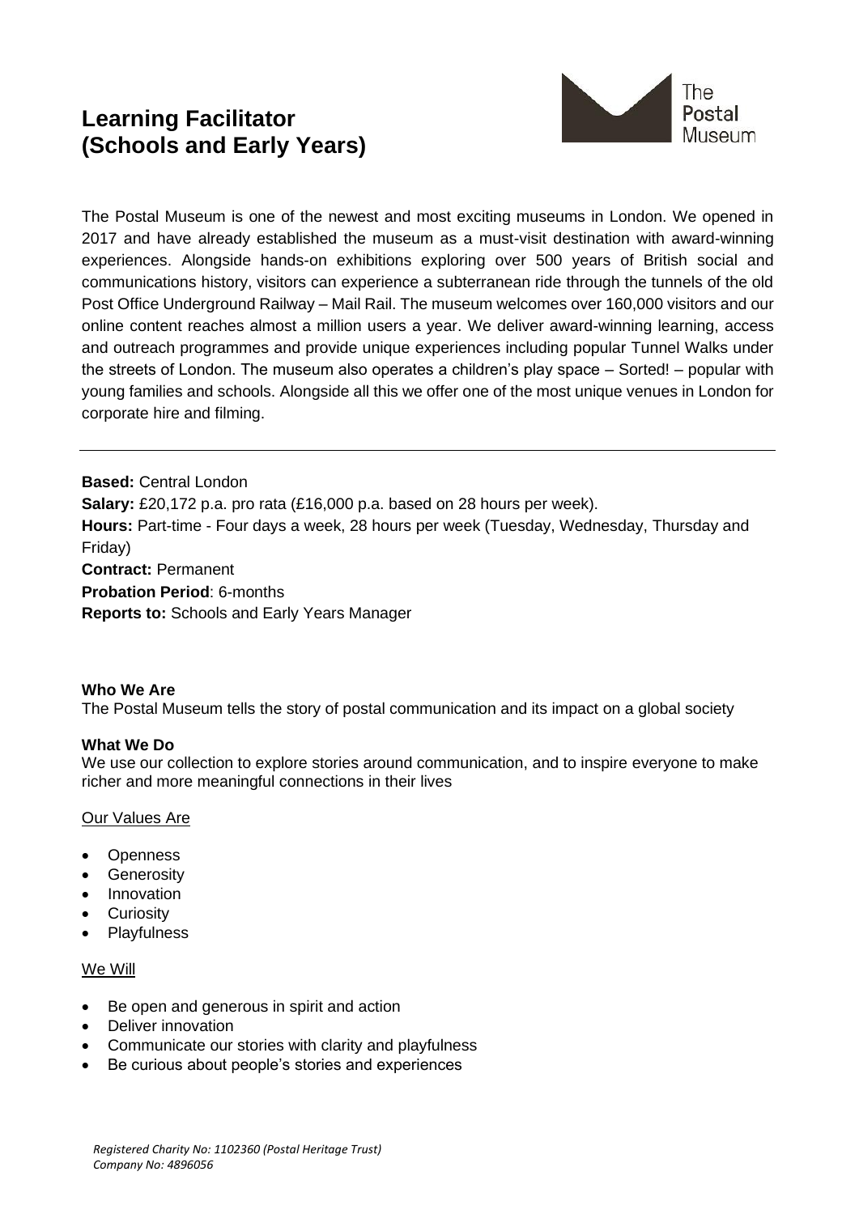# Learning Facilitator (Schools and Early Years)

The Postal Museum

The Postal Museum is one of the newest and most exciting museums in London. We opened in 2017 and have already established the museum as a must-visit destination with award-winning experiences. Alongside hands-on exhibitions exploring over 500 years of British social and communications history, visitors can experience a subterranean ride through the tunnels of the old Post Office Underground Railway – Mail Rail. The museum welcomes over 160,000 visitors and our online content reaches almost a million users a year. We deliver award-winning learning, access and outreach programmes and provide unique experiences including popular Tunnel Walks under the streets of London. The museum also operates a children's play space – Sorted! – popular with young families and schools. Alongside all this we offer one of the most unique venues in London for corporate hire and filming.

---

**Based:** Central London
**Salary:** £20,172 p.a. pro rata (£16,000 p.a. based on 28 hours per week).
**Hours:** Part-time - Four days a week, 28 hours per week (Tuesday, Wednesday, Thursday and Friday)
**Contract:** Permanent
**Probation Period**: 6-months
**Reports to:** Schools and Early Years Manager

**Who We Are**
The Postal Museum tells the story of postal communication and its impact on a global society

**What We Do**
We use our collection to explore stories around communication, and to inspire everyone to make richer and more meaningful connections in their lives

Our Values Are

- Openness
- Generosity
- Innovation
- Curiosity
- Playfulness

We Will

- Be open and generous in spirit and action
- Deliver innovation
- Communicate our stories with clarity and playfulness
- Be curious about people's stories and experiences

*Registered Charity No: 1102360 (Postal Heritage Trust)*
*Company No: 4896056*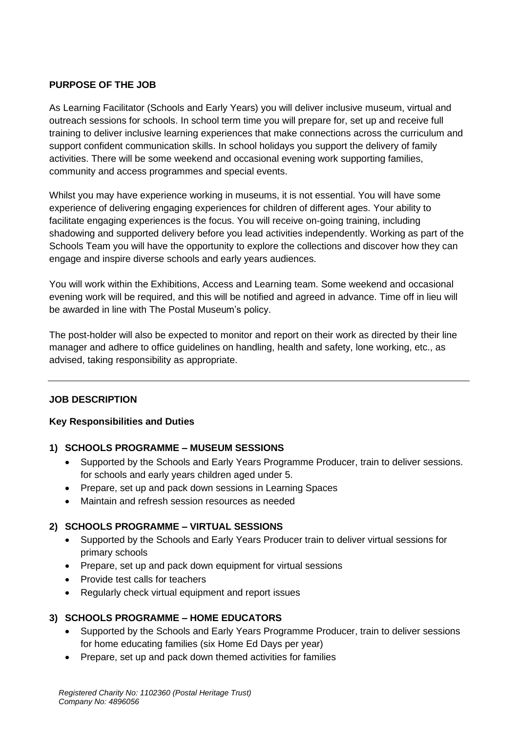**PURPOSE OF THE JOB**

As Learning Facilitator (Schools and Early Years) you will deliver inclusive museum, virtual and outreach sessions for schools. In school term time you will prepare for, set up and receive full training to deliver inclusive learning experiences that make connections across the curriculum and support confident communication skills. In school holidays you support the delivery of family activities. There will be some weekend and occasional evening work supporting families, community and access programmes and special events.

Whilst you may have experience working in museums, it is not essential. You will have some experience of delivering engaging experiences for children of different ages. Your ability to facilitate engaging experiences is the focus. You will receive on-going training, including shadowing and supported delivery before you lead activities independently. Working as part of the Schools Team you will have the opportunity to explore the collections and discover how they can engage and inspire diverse schools and early years audiences.

You will work within the Exhibitions, Access and Learning team. Some weekend and occasional evening work will be required, and this will be notified and agreed in advance. Time off in lieu will be awarded in line with The Postal Museum's policy.

The post-holder will also be expected to monitor and report on their work as directed by their line manager and adhere to office guidelines on handling, health and safety, lone working, etc., as advised, taking responsibility as appropriate.

---

**JOB DESCRIPTION**

**Key Responsibilities and Duties**

**1) SCHOOLS PROGRAMME – MUSEUM SESSIONS**

- Supported by the Schools and Early Years Programme Producer, train to deliver sessions. for schools and early years children aged under 5.
- Prepare, set up and pack down sessions in Learning Spaces
- Maintain and refresh session resources as needed

**2) SCHOOLS PROGRAMME – VIRTUAL SESSIONS**

- Supported by the Schools and Early Years Producer train to deliver virtual sessions for primary schools
- Prepare, set up and pack down equipment for virtual sessions
- Provide test calls for teachers
- Regularly check virtual equipment and report issues

**3) SCHOOLS PROGRAMME – HOME EDUCATORS**

- Supported by the Schools and Early Years Programme Producer, train to deliver sessions for home educating families (six Home Ed Days per year)
- Prepare, set up and pack down themed activities for families

*Registered Charity No: 1102360 (Postal Heritage Trust)*
*Company No: 4896056*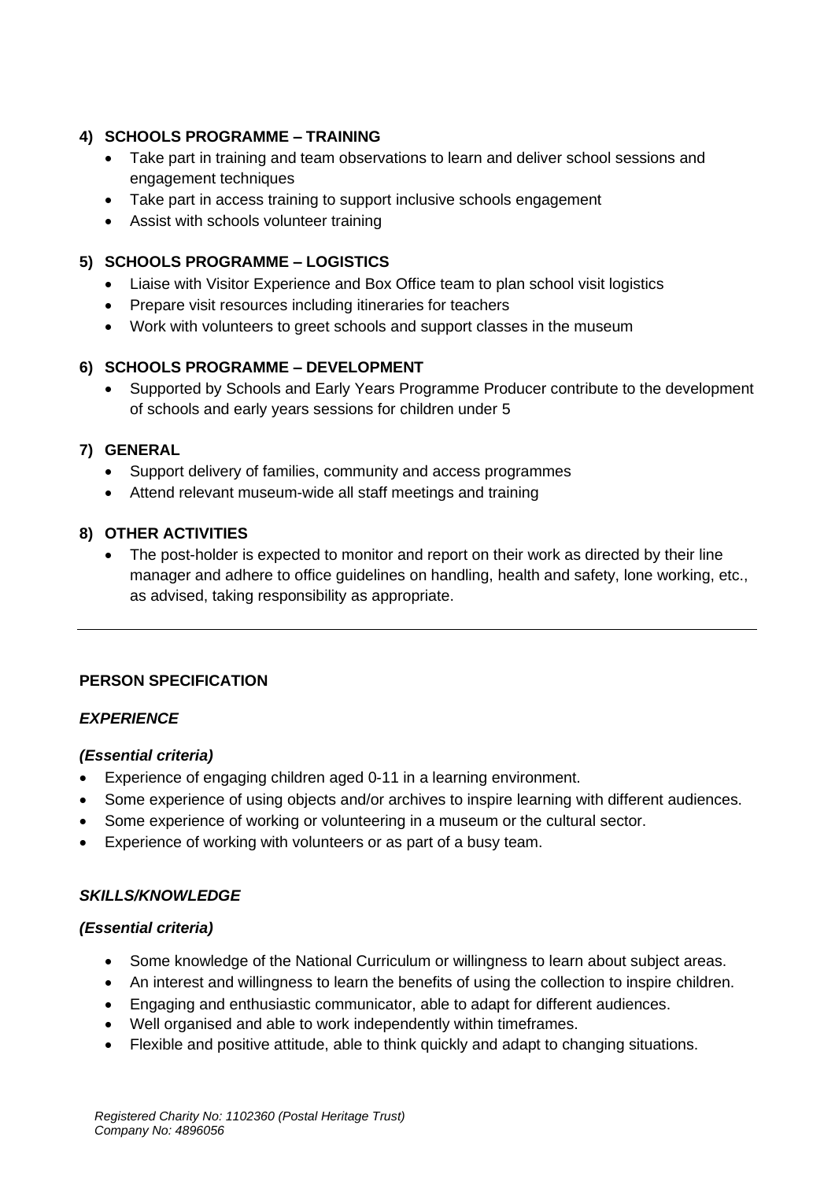**4) SCHOOLS PROGRAMME – TRAINING**

- Take part in training and team observations to learn and deliver school sessions and engagement techniques
- Take part in access training to support inclusive schools engagement
- Assist with schools volunteer training

**5) SCHOOLS PROGRAMME – LOGISTICS**

- Liaise with Visitor Experience and Box Office team to plan school visit logistics
- Prepare visit resources including itineraries for teachers
- Work with volunteers to greet schools and support classes in the museum

**6) SCHOOLS PROGRAMME – DEVELOPMENT**

- Supported by Schools and Early Years Programme Producer contribute to the development of schools and early years sessions for children under 5

**7) GENERAL**

- Support delivery of families, community and access programmes
- Attend relevant museum-wide all staff meetings and training

**8) OTHER ACTIVITIES**

- The post-holder is expected to monitor and report on their work as directed by their line manager and adhere to office guidelines on handling, health and safety, lone working, etc., as advised, taking responsibility as appropriate.

---

**PERSON SPECIFICATION**

***EXPERIENCE***

***(Essential criteria)***

- Experience of engaging children aged 0-11 in a learning environment.
- Some experience of using objects and/or archives to inspire learning with different audiences.
- Some experience of working or volunteering in a museum or the cultural sector.
- Experience of working with volunteers or as part of a busy team.

***SKILLS/KNOWLEDGE***

***(Essential criteria)***

- Some knowledge of the National Curriculum or willingness to learn about subject areas.
- An interest and willingness to learn the benefits of using the collection to inspire children.
- Engaging and enthusiastic communicator, able to adapt for different audiences.
- Well organised and able to work independently within timeframes.
- Flexible and positive attitude, able to think quickly and adapt to changing situations.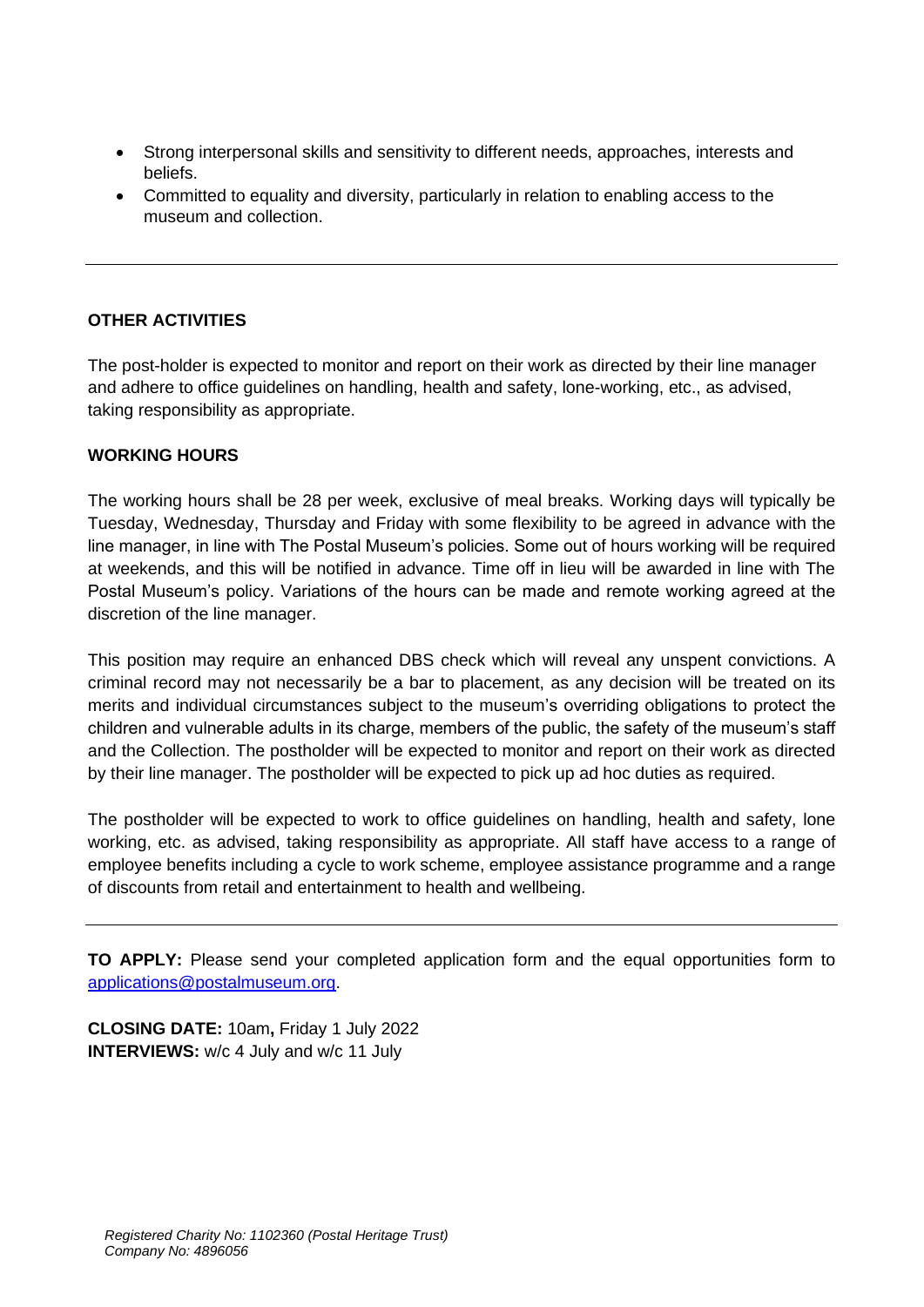- Strong interpersonal skills and sensitivity to different needs, approaches, interests and beliefs.
- Committed to equality and diversity, particularly in relation to enabling access to the museum and collection.

---

**OTHER ACTIVITIES**

The post-holder is expected to monitor and report on their work as directed by their line manager and adhere to office guidelines on handling, health and safety, lone-working, etc., as advised, taking responsibility as appropriate.

**WORKING HOURS**

The working hours shall be 28 per week, exclusive of meal breaks. Working days will typically be Tuesday, Wednesday, Thursday and Friday with some flexibility to be agreed in advance with the line manager, in line with The Postal Museum's policies. Some out of hours working will be required at weekends, and this will be notified in advance. Time off in lieu will be awarded in line with The Postal Museum's policy. Variations of the hours can be made and remote working agreed at the discretion of the line manager.

This position may require an enhanced DBS check which will reveal any unspent convictions. A criminal record may not necessarily be a bar to placement, as any decision will be treated on its merits and individual circumstances subject to the museum's overriding obligations to protect the children and vulnerable adults in its charge, members of the public, the safety of the museum's staff and the Collection. The postholder will be expected to monitor and report on their work as directed by their line manager. The postholder will be expected to pick up ad hoc duties as required.

The postholder will be expected to work to office guidelines on handling, health and safety, lone working, etc. as advised, taking responsibility as appropriate. All staff have access to a range of employee benefits including a cycle to work scheme, employee assistance programme and a range of discounts from retail and entertainment to health and wellbeing.

---

**TO APPLY:** Please send your completed application form and the equal opportunities form to [applications@postalmuseum.org](mailto:applications@postalmuseum.org).

**CLOSING DATE:** 10am**,** Friday 1 July 2022
**INTERVIEWS:** w/c 4 July and w/c 11 July

*Registered Charity No: 1102360 (Postal Heritage Trust)*
*Company No: 4896056*